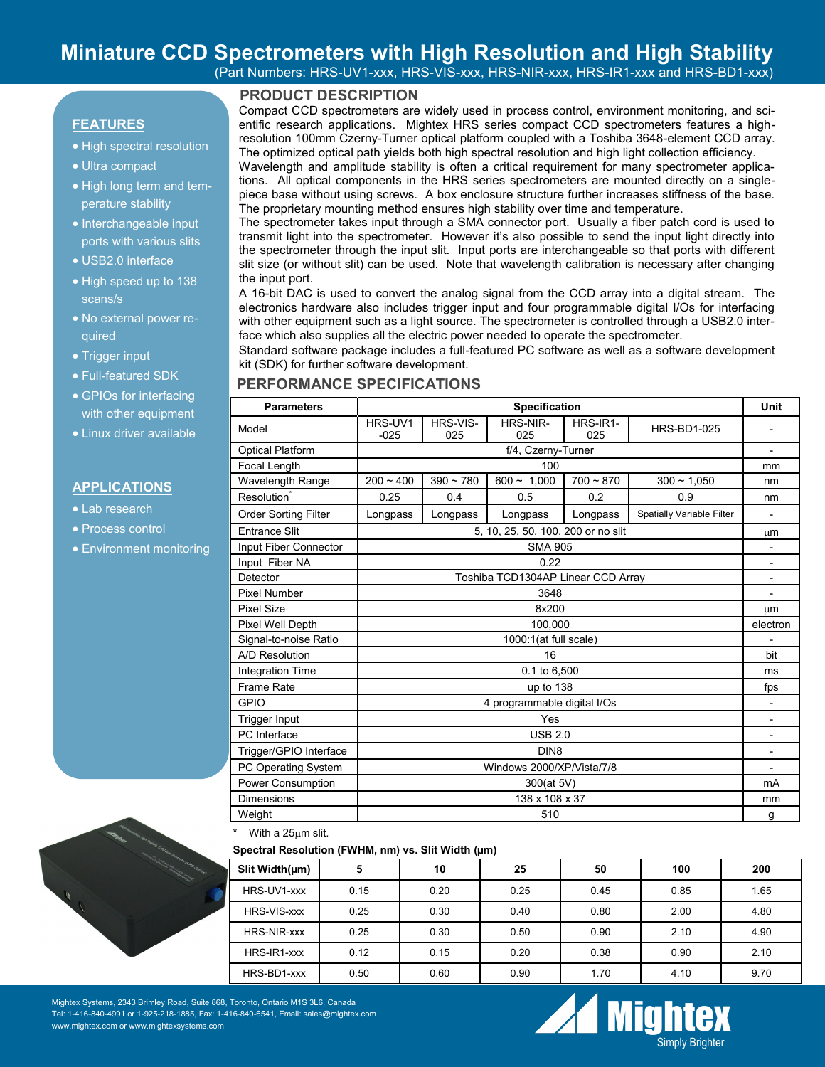# Miniature CCD Spectrometers with High Resolution and High Stability

(Part Numbers: HRS-UV1-xxx, HRS-VIS-xxx, HRS-NIR-xxx, HRS-IR1-xxx and HRS-BD1-xxx)

## FEATURES

- High spectral resolution
- Ultra compact
- High long term and temperature stability
- Interchangeable input ports with various slits
- USB2.0 interface
- High speed up to 138 scans/s
- No external power required
- Trigger input
- Full-featured SDK
- GPIOs for interfacing with other equipment
- Linux driver available

## APPLICATIONS

- Lab research
- Process control
- Environment monitoring

## PRODUCT DESCRIPTION

Compact CCD spectrometers are widely used in process control, environment monitoring, and scientific research applications. Mightex HRS series compact CCD spectrometers features a high-resolution 100mm Czerny-Turner optical platform coupled with a Toshiba 3648-element CCD array. The optimized optical path yields both high spectral resolution and high light collection efficiency.

Wavelength and amplitude stability is often a critical requirement for many spectrometer applications. All optical components in the HRS series spectrometers are mounted directly on a single-piece base without using screws. A box enclosure structure further increases stiffness of the base. The proprietary mounting method ensures high stability over time and temperature.

The spectrometer takes input through a SMA connector port. Usually a fiber patch cord is used to transmit light into the spectrometer. However it's also possible to send the input light directly into the spectrometer through the input slit. Input ports are interchangeable so that ports with different slit size (or without slit) can be used. Note that wavelength calibration is necessary after changing the input port.

A 16-bit DAC is used to convert the analog signal from the CCD array into a digital stream. The electronics hardware also includes trigger input and four programmable digital I/Os for interfacing with other equipment such as a light source. The spectrometer is controlled through a USB2.0 interface which also supplies all the electric power needed to operate the spectrometer.

Standard software package includes a full-featured PC software as well as a software development kit (SDK) for further software development.

## PERFORMANCE SPECIFICATIONS

| Parameters | Specification | | | | | Unit |
|---|---|---|---|---|---|---|
| Model | HRS-UV1-025 | HRS-VIS-025 | HRS-NIR-025 | HRS-IR1-025 | HRS-BD1-025 | - |
| Optical Platform | f/4, Czerny-Turner | | | | | - |
| Focal Length | 100 | | | | | mm |
| Wavelength Range | 200 ~ 400 | 390 ~ 780 | 600 ~ 1,000 | 700 ~ 870 | 300 ~ 1,050 | nm |
| Resolution* | 0.25 | 0.4 | 0.5 | 0.2 | 0.9 | nm |
| Order Sorting Filter | Longpass | Longpass | Longpass | Longpass | Spatially Variable Filter | - |
| Entrance Slit | 5, 10, 25, 50, 100, 200 or no slit | | | | | μm |
| Input Fiber Connector | SMA 905 | | | | | - |
| Input Fiber NA | 0.22 | | | | | - |
| Detector | Toshiba TCD1304AP Linear CCD Array | | | | | - |
| Pixel Number | 3648 | | | | | - |
| Pixel Size | 8x200 | | | | | μm |
| Pixel Well Depth | 100,000 | | | | | electron |
| Signal-to-noise Ratio | 1000:1(at full scale) | | | | | - |
| A/D Resolution | 16 | | | | | bit |
| Integration Time | 0.1 to 6,500 | | | | | ms |
| Frame Rate | up to 138 | | | | | fps |
| GPIO | 4 programmable digital I/Os | | | | | - |
| Trigger Input | Yes | | | | | - |
| PC Interface | USB 2.0 | | | | | - |
| Trigger/GPIO Interface | DIN8 | | | | | - |
| PC Operating System | Windows 2000/XP/Vista/7/8 | | | | | - |
| Power Consumption | 300(at 5V) | | | | | mA |
| Dimensions | 138 x 108 x 37 | | | | | mm |
| Weight | 510 | | | | | g |

\* With a 25μm slit.

**Spectral Resolution (FWHM, nm) vs. Slit Width (μm)**

| Slit Width(μm) | 5 | 10 | 25 | 50 | 100 | 200 |
|---|---|---|---|---|---|---|
| HRS-UV1-xxx | 0.15 | 0.20 | 0.25 | 0.45 | 0.85 | 1.65 |
| HRS-VIS-xxx | 0.25 | 0.30 | 0.40 | 0.80 | 2.00 | 4.80 |
| HRS-NIR-xxx | 0.25 | 0.30 | 0.50 | 0.90 | 2.10 | 4.90 |
| HRS-IR1-xxx | 0.12 | 0.15 | 0.20 | 0.38 | 0.90 | 2.10 |
| HRS-BD1-xxx | 0.50 | 0.60 | 0.90 | 1.70 | 4.10 | 9.70 |

Mightex Systems, 2343 Brimley Road, Suite 868, Toronto, Ontario M1S 3L6, Canada
Tel: 1-416-840-4991 or 1-925-218-1885, Fax: 1-416-840-6541, Email: sales@mightex.com
www.mightex.com or www.mightexsystems.com

Mightex Simply Brighter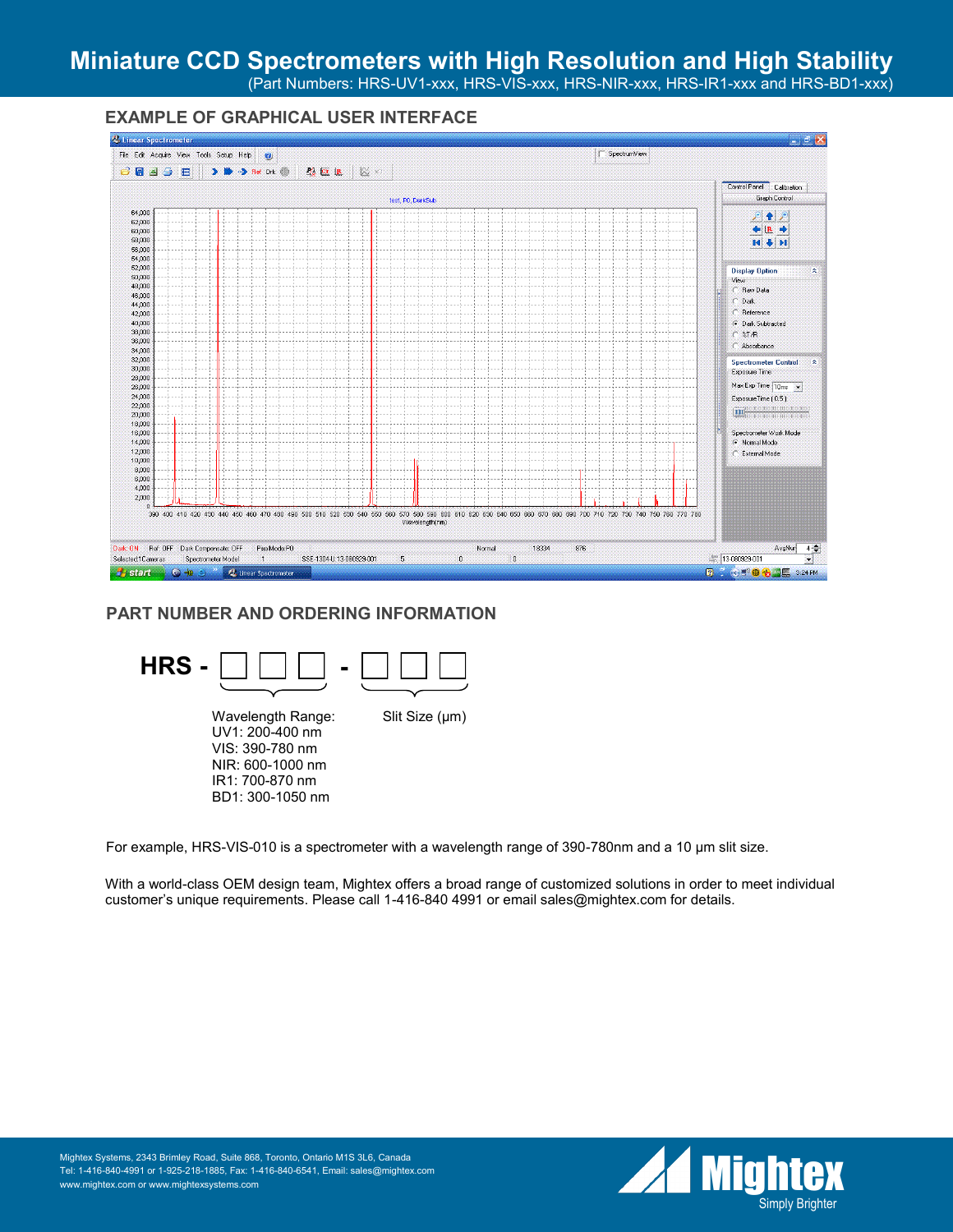# Miniature CCD Spectrometers with High Resolution and High Stability

(Part Numbers: HRS-UV1-xxx, HRS-VIS-xxx, HRS-NIR-xxx, HRS-IR1-xxx and HRS-BD1-xxx)

## EXAMPLE OF GRAPHICAL USER INTERFACE

## PART NUMBER AND ORDERING INFORMATION

HRS - □□□ - □□□

Wavelength Range:
UV1: 200-400 nm
VIS: 390-780 nm
NIR: 600-1000 nm
IR1: 700-870 nm
BD1: 300-1050 nm

Slit Size (μm)

For example, HRS-VIS-010 is a spectrometer with a wavelength range of 390-780nm and a 10 μm slit size.

With a world-class OEM design team, Mightex offers a broad range of customized solutions in order to meet individual customer's unique requirements. Please call 1-416-840 4991 or email sales@mightex.com for details.

Mightex Systems, 2343 Brimley Road, Suite 868, Toronto, Ontario M1S 3L6, Canada
Tel: 1-416-840-4991 or 1-925-218-1885, Fax: 1-416-840-6541, Email: sales@mightex.com
www.mightex.com or www.mightexsystems.com

Mightex Simply Brighter